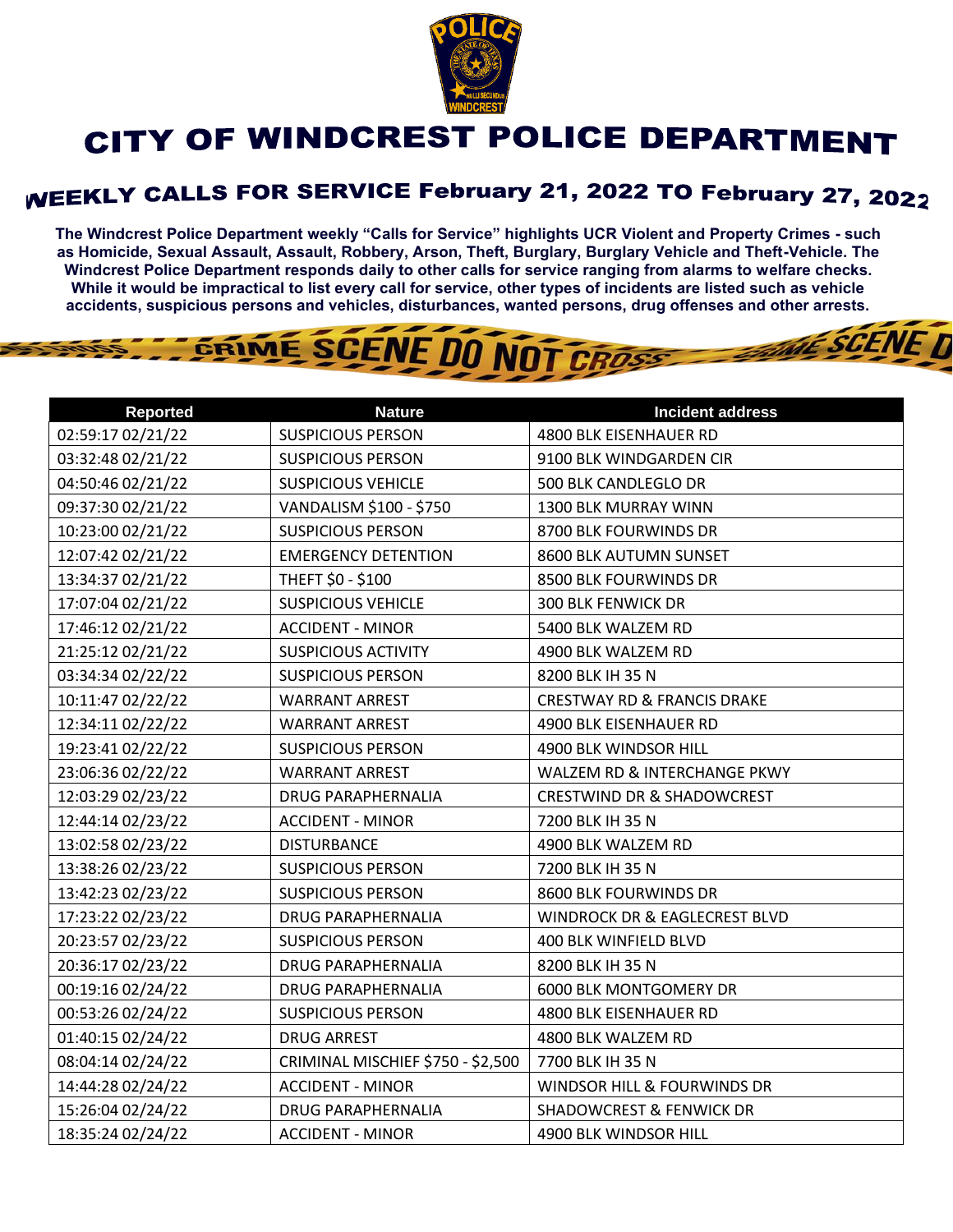# CITY OF WINDCREST POLICE DEPARTMENT

## WEEKLY CALLS FOR SERVICE February 21, 2022 TO February 27, 2022

**The Windcrest Police Department weekly "Calls for Service" highlights UCR Violent and Property Crimes - such as Homicide, Sexual Assault, Assault, Robbery, Arson, Theft, Burglary, Burglary Vehicle and Theft-Vehicle. The Windcrest Police Department responds daily to other calls for service ranging from alarms to welfare checks. While it would be impractical to list every call for service, other types of incidents are listed such as vehicle accidents, suspicious persons and vehicles, disturbances, wanted persons, drug offenses and other arrests.**

| Reported | Nature | Incident address |
|---|---|---|
| 02:59:17 02/21/22 | SUSPICIOUS PERSON | 4800 BLK EISENHAUER RD |
| 03:32:48 02/21/22 | SUSPICIOUS PERSON | 9100 BLK WINDGARDEN CIR |
| 04:50:46 02/21/22 | SUSPICIOUS VEHICLE | 500 BLK CANDLEGLO DR |
| 09:37:30 02/21/22 | VANDALISM $100 - $750 | 1300 BLK MURRAY WINN |
| 10:23:00 02/21/22 | SUSPICIOUS PERSON | 8700 BLK FOURWINDS DR |
| 12:07:42 02/21/22 | EMERGENCY DETENTION | 8600 BLK AUTUMN SUNSET |
| 13:34:37 02/21/22 | THEFT $0 - $100 | 8500 BLK FOURWINDS DR |
| 17:07:04 02/21/22 | SUSPICIOUS VEHICLE | 300 BLK FENWICK DR |
| 17:46:12 02/21/22 | ACCIDENT - MINOR | 5400 BLK WALZEM RD |
| 21:25:12 02/21/22 | SUSPICIOUS ACTIVITY | 4900 BLK WALZEM RD |
| 03:34:34 02/22/22 | SUSPICIOUS PERSON | 8200 BLK IH 35 N |
| 10:11:47 02/22/22 | WARRANT ARREST | CRESTWAY RD & FRANCIS DRAKE |
| 12:34:11 02/22/22 | WARRANT ARREST | 4900 BLK EISENHAUER RD |
| 19:23:41 02/22/22 | SUSPICIOUS PERSON | 4900 BLK WINDSOR HILL |
| 23:06:36 02/22/22 | WARRANT ARREST | WALZEM RD & INTERCHANGE PKWY |
| 12:03:29 02/23/22 | DRUG PARAPHERNALIA | CRESTWIND DR & SHADOWCREST |
| 12:44:14 02/23/22 | ACCIDENT - MINOR | 7200 BLK IH 35 N |
| 13:02:58 02/23/22 | DISTURBANCE | 4900 BLK WALZEM RD |
| 13:38:26 02/23/22 | SUSPICIOUS PERSON | 7200 BLK IH 35 N |
| 13:42:23 02/23/22 | SUSPICIOUS PERSON | 8600 BLK FOURWINDS DR |
| 17:23:22 02/23/22 | DRUG PARAPHERNALIA | WINDROCK DR & EAGLECREST BLVD |
| 20:23:57 02/23/22 | SUSPICIOUS PERSON | 400 BLK WINFIELD BLVD |
| 20:36:17 02/23/22 | DRUG PARAPHERNALIA | 8200 BLK IH 35 N |
| 00:19:16 02/24/22 | DRUG PARAPHERNALIA | 6000 BLK MONTGOMERY DR |
| 00:53:26 02/24/22 | SUSPICIOUS PERSON | 4800 BLK EISENHAUER RD |
| 01:40:15 02/24/22 | DRUG ARREST | 4800 BLK WALZEM RD |
| 08:04:14 02/24/22 | CRIMINAL MISCHIEF $750 - $2,500 | 7700 BLK IH 35 N |
| 14:44:28 02/24/22 | ACCIDENT - MINOR | WINDSOR HILL & FOURWINDS DR |
| 15:26:04 02/24/22 | DRUG PARAPHERNALIA | SHADOWCREST & FENWICK DR |
| 18:35:24 02/24/22 | ACCIDENT - MINOR | 4900 BLK WINDSOR HILL |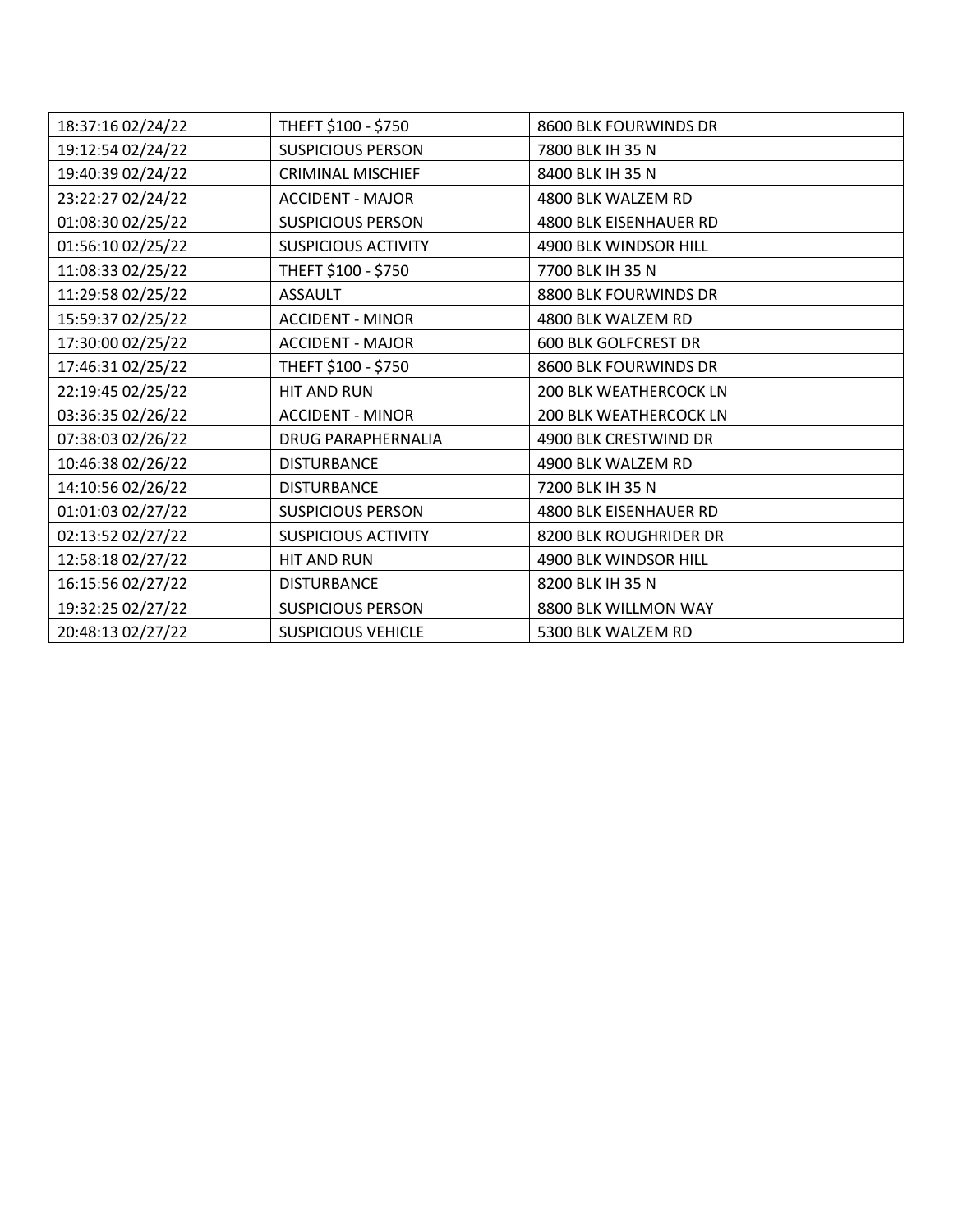| | | |
|---|---|---|
| 18:37:16 02/24/22 | THEFT $100 - $750 | 8600 BLK FOURWINDS DR |
| 19:12:54 02/24/22 | SUSPICIOUS PERSON | 7800 BLK IH 35 N |
| 19:40:39 02/24/22 | CRIMINAL MISCHIEF | 8400 BLK IH 35 N |
| 23:22:27 02/24/22 | ACCIDENT - MAJOR | 4800 BLK WALZEM RD |
| 01:08:30 02/25/22 | SUSPICIOUS PERSON | 4800 BLK EISENHAUER RD |
| 01:56:10 02/25/22 | SUSPICIOUS ACTIVITY | 4900 BLK WINDSOR HILL |
| 11:08:33 02/25/22 | THEFT $100 - $750 | 7700 BLK IH 35 N |
| 11:29:58 02/25/22 | ASSAULT | 8800 BLK FOURWINDS DR |
| 15:59:37 02/25/22 | ACCIDENT - MINOR | 4800 BLK WALZEM RD |
| 17:30:00 02/25/22 | ACCIDENT - MAJOR | 600 BLK GOLFCREST DR |
| 17:46:31 02/25/22 | THEFT $100 - $750 | 8600 BLK FOURWINDS DR |
| 22:19:45 02/25/22 | HIT AND RUN | 200 BLK WEATHERCOCK LN |
| 03:36:35 02/26/22 | ACCIDENT - MINOR | 200 BLK WEATHERCOCK LN |
| 07:38:03 02/26/22 | DRUG PARAPHERNALIA | 4900 BLK CRESTWIND DR |
| 10:46:38 02/26/22 | DISTURBANCE | 4900 BLK WALZEM RD |
| 14:10:56 02/26/22 | DISTURBANCE | 7200 BLK IH 35 N |
| 01:01:03 02/27/22 | SUSPICIOUS PERSON | 4800 BLK EISENHAUER RD |
| 02:13:52 02/27/22 | SUSPICIOUS ACTIVITY | 8200 BLK ROUGHRIDER DR |
| 12:58:18 02/27/22 | HIT AND RUN | 4900 BLK WINDSOR HILL |
| 16:15:56 02/27/22 | DISTURBANCE | 8200 BLK IH 35 N |
| 19:32:25 02/27/22 | SUSPICIOUS PERSON | 8800 BLK WILLMON WAY |
| 20:48:13 02/27/22 | SUSPICIOUS VEHICLE | 5300 BLK WALZEM RD |